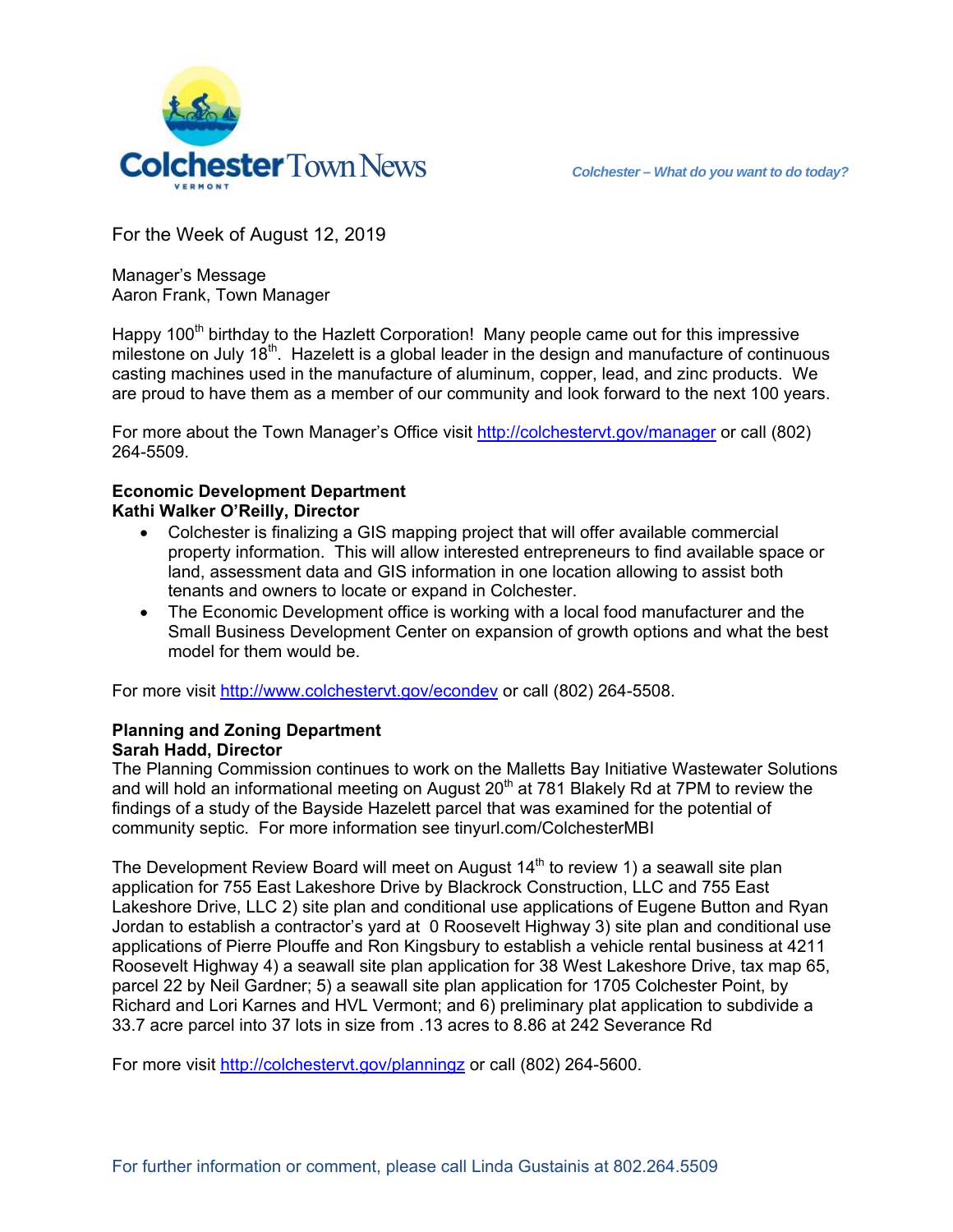# Colchester Town News

*Colchester – What do you want to do today?*

For the Week of August 12, 2019

Manager's Message
Aaron Frank, Town Manager

Happy 100th birthday to the Hazlett Corporation! Many people came out for this impressive milestone on July 18th. Hazelett is a global leader in the design and manufacture of continuous casting machines used in the manufacture of aluminum, copper, lead, and zinc products. We are proud to have them as a member of our community and look forward to the next 100 years.

For more about the Town Manager's Office visit http://colchestervt.gov/manager or call (802) 264-5509.

**Economic Development Department**
**Kathi Walker O'Reilly, Director**

- Colchester is finalizing a GIS mapping project that will offer available commercial property information. This will allow interested entrepreneurs to find available space or land, assessment data and GIS information in one location allowing to assist both tenants and owners to locate or expand in Colchester.
- The Economic Development office is working with a local food manufacturer and the Small Business Development Center on expansion of growth options and what the best model for them would be.

For more visit http://www.colchestervt.gov/econdev or call (802) 264-5508.

**Planning and Zoning Department**
**Sarah Hadd, Director**

The Planning Commission continues to work on the Malletts Bay Initiative Wastewater Solutions and will hold an informational meeting on August 20th at 781 Blakely Rd at 7PM to review the findings of a study of the Bayside Hazelett parcel that was examined for the potential of community septic. For more information see tinyurl.com/ColchesterMBI

The Development Review Board will meet on August 14th to review 1) a seawall site plan application for 755 East Lakeshore Drive by Blackrock Construction, LLC and 755 East Lakeshore Drive, LLC 2) site plan and conditional use applications of Eugene Button and Ryan Jordan to establish a contractor's yard at 0 Roosevelt Highway 3) site plan and conditional use applications of Pierre Plouffe and Ron Kingsbury to establish a vehicle rental business at 4211 Roosevelt Highway 4) a seawall site plan application for 38 West Lakeshore Drive, tax map 65, parcel 22 by Neil Gardner; 5) a seawall site plan application for 1705 Colchester Point, by Richard and Lori Karnes and HVL Vermont; and 6) preliminary plat application to subdivide a 33.7 acre parcel into 37 lots in size from .13 acres to 8.86 at 242 Severance Rd

For more visit http://colchestervt.gov/planningz or call (802) 264-5600.

For further information or comment, please call Linda Gustainis at 802.264.5509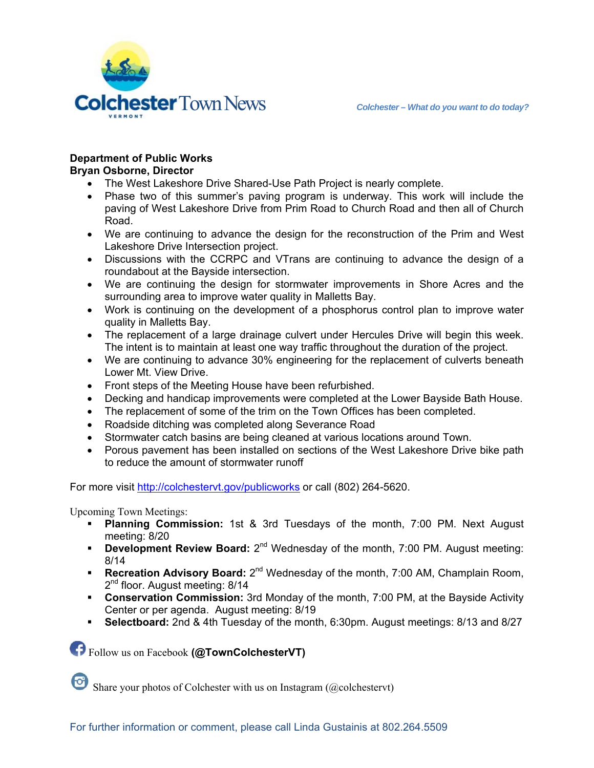Colchester Town News

VERMONT

*Colchester – What do you want to do today?*

**Department of Public Works**
**Bryan Osborne, Director**

- The West Lakeshore Drive Shared-Use Path Project is nearly complete.
- Phase two of this summer's paving program is underway. This work will include the paving of West Lakeshore Drive from Prim Road to Church Road and then all of Church Road.
- We are continuing to advance the design for the reconstruction of the Prim and West Lakeshore Drive Intersection project.
- Discussions with the CCRPC and VTrans are continuing to advance the design of a roundabout at the Bayside intersection.
- We are continuing the design for stormwater improvements in Shore Acres and the surrounding area to improve water quality in Malletts Bay.
- Work is continuing on the development of a phosphorus control plan to improve water quality in Malletts Bay.
- The replacement of a large drainage culvert under Hercules Drive will begin this week. The intent is to maintain at least one way traffic throughout the duration of the project.
- We are continuing to advance 30% engineering for the replacement of culverts beneath Lower Mt. View Drive.
- Front steps of the Meeting House have been refurbished.
- Decking and handicap improvements were completed at the Lower Bayside Bath House.
- The replacement of some of the trim on the Town Offices has been completed.
- Roadside ditching was completed along Severance Road
- Stormwater catch basins are being cleaned at various locations around Town.
- Porous pavement has been installed on sections of the West Lakeshore Drive bike path to reduce the amount of stormwater runoff

For more visit http://colchestervt.gov/publicworks or call (802) 264-5620.

Upcoming Town Meetings:

- **Planning Commission:** 1st & 3rd Tuesdays of the month, 7:00 PM. Next August meeting: 8/20
- **Development Review Board:** 2nd Wednesday of the month, 7:00 PM. August meeting: 8/14
- **Recreation Advisory Board:** 2nd Wednesday of the month, 7:00 AM, Champlain Room, 2nd floor. August meeting: 8/14
- **Conservation Commission:** 3rd Monday of the month, 7:00 PM, at the Bayside Activity Center or per agenda. August meeting: 8/19
- **Selectboard:** 2nd & 4th Tuesday of the month, 6:30pm. August meetings: 8/13 and 8/27

Follow us on Facebook **(@TownColchesterVT)**

Share your photos of Colchester with us on Instagram (@colchestervt)

For further information or comment, please call Linda Gustainis at 802.264.5509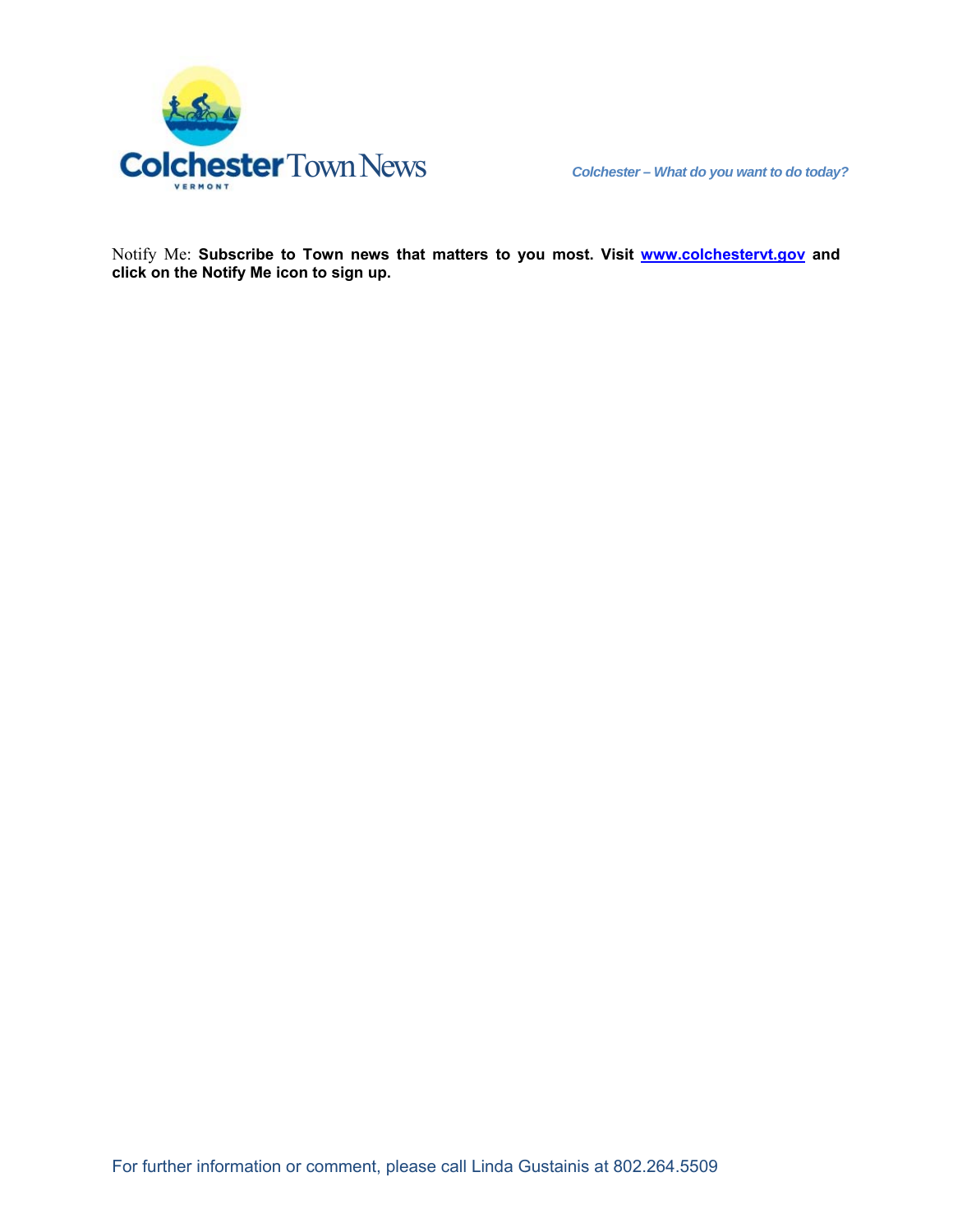# Colchester Town News

VERMONT

*Colchester – What do you want to do today?*

Notify Me: **Subscribe to Town news that matters to you most. Visit [www.colchestervt.gov](http://www.colchestervt.gov) and click on the Notify Me icon to sign up.**

For further information or comment, please call Linda Gustainis at 802.264.5509